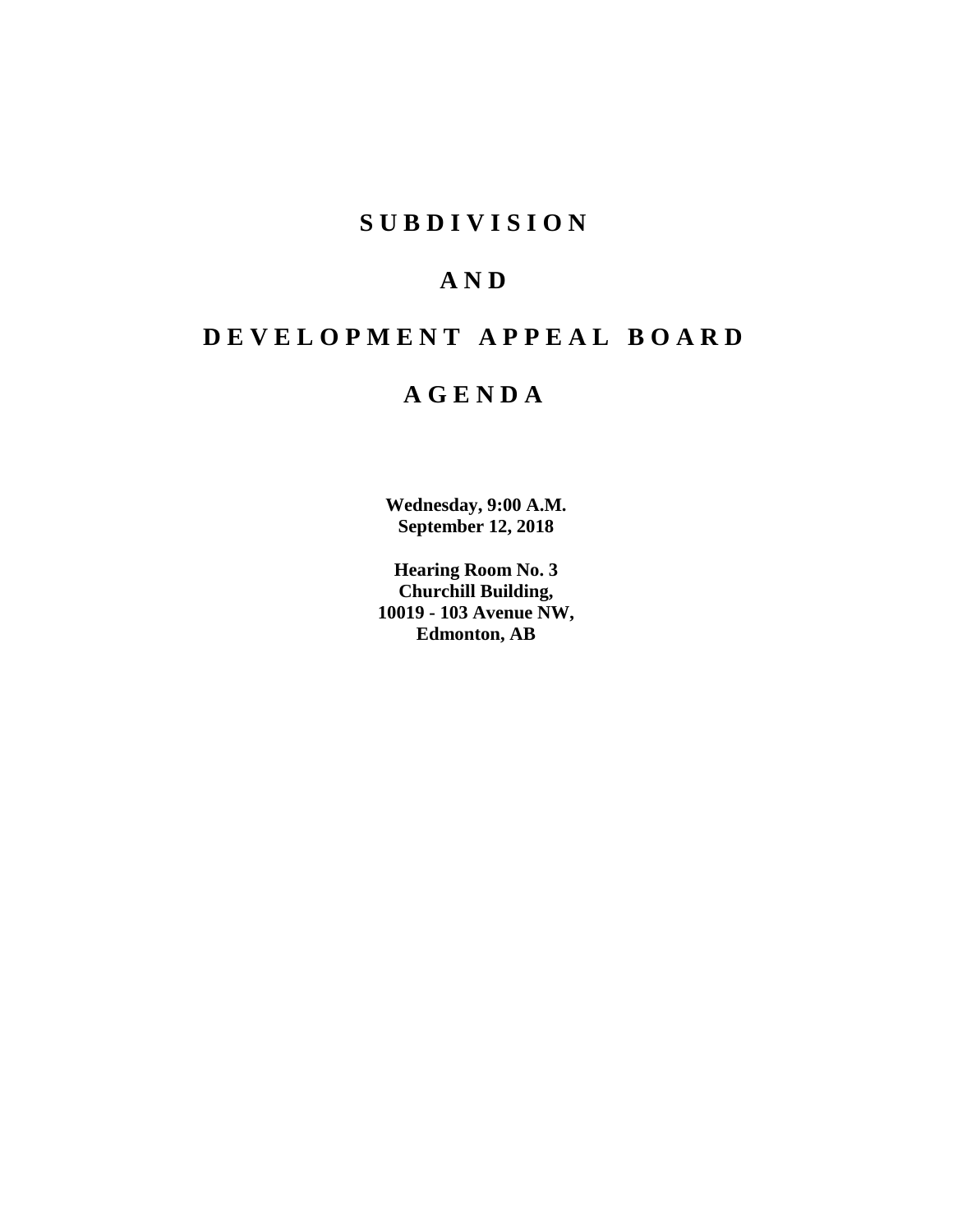# S U B D I V I S I O N

# A N D

# D E V E L O P M E N T   A P P E A L   B O A R D

# A G E N D A

**Wednesday, 9:00 A.M.**
**September 12, 2018**

**Hearing Room No. 3**
**Churchill Building,**
**10019 - 103 Avenue NW,**
**Edmonton, AB**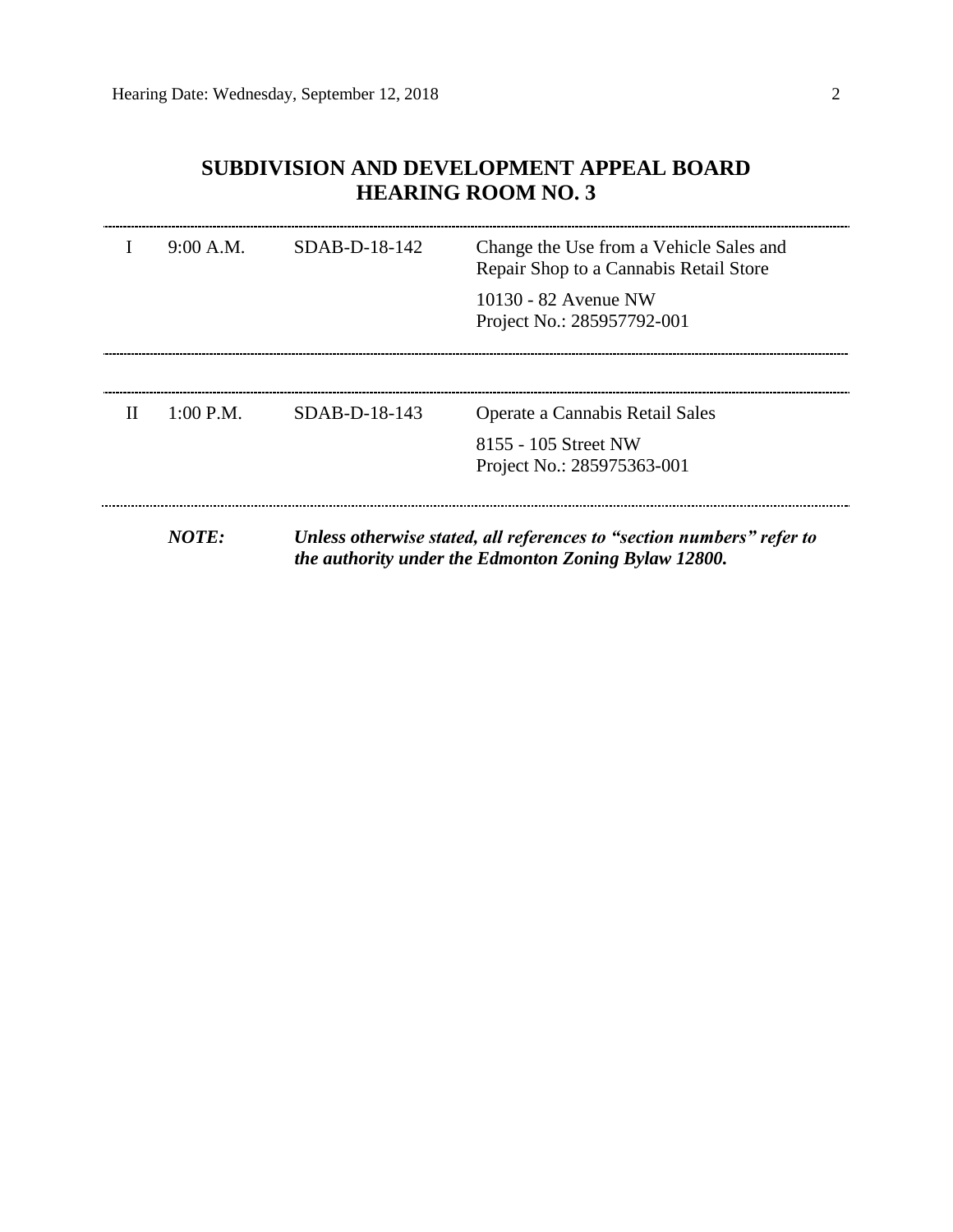## SUBDIVISION AND DEVELOPMENT APPEAL BOARD
## HEARING ROOM NO. 3

| | | | |
|---|---|---|---|
| I | 9:00 A.M. | SDAB-D-18-142 | Change the Use from a Vehicle Sales and Repair Shop to a Cannabis Retail Store<br><br>10130 - 82 Avenue NW<br>Project No.: 285957792-001 |
| II | 1:00 P.M. | SDAB-D-18-143 | Operate a Cannabis Retail Sales<br><br>8155 - 105 Street NW<br>Project No.: 285975363-001 |

***NOTE:*** ***Unless otherwise stated, all references to "section numbers" refer to the authority under the Edmonton Zoning Bylaw 12800.***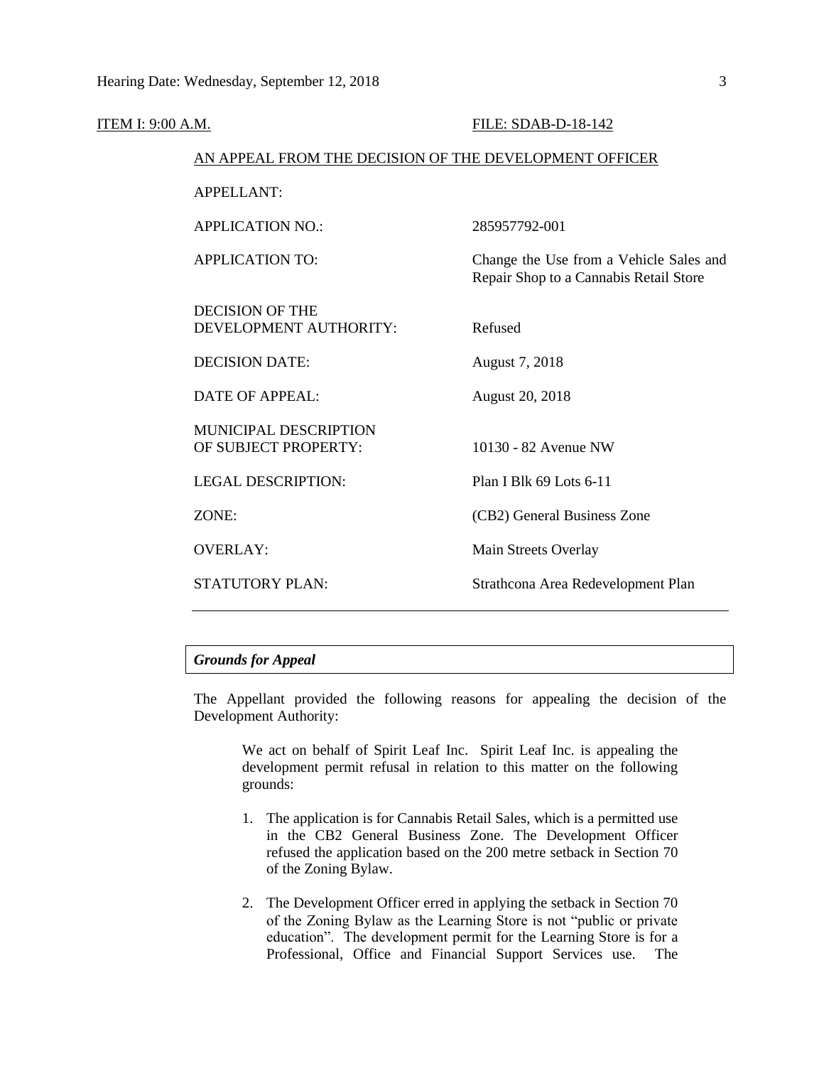ITEM I: 9:00 A.M. FILE: SDAB-D-18-142

AN APPEAL FROM THE DECISION OF THE DEVELOPMENT OFFICER

| | |
|---|---|
| APPELLANT: | |
| APPLICATION NO.: | 285957792-001 |
| APPLICATION TO: | Change the Use from a Vehicle Sales and Repair Shop to a Cannabis Retail Store |
| DECISION OF THE DEVELOPMENT AUTHORITY: | Refused |
| DECISION DATE: | August 7, 2018 |
| DATE OF APPEAL: | August 20, 2018 |
| MUNICIPAL DESCRIPTION OF SUBJECT PROPERTY: | 10130 - 82 Avenue NW |
| LEGAL DESCRIPTION: | Plan I Blk 69 Lots 6-11 |
| ZONE: | (CB2) General Business Zone |
| OVERLAY: | Main Streets Overlay |
| STATUTORY PLAN: | Strathcona Area Redevelopment Plan |

### *Grounds for Appeal*

The Appellant provided the following reasons for appealing the decision of the Development Authority:

> We act on behalf of Spirit Leaf Inc. Spirit Leaf Inc. is appealing the development permit refusal in relation to this matter on the following grounds:
>
> 1. The application is for Cannabis Retail Sales, which is a permitted use in the CB2 General Business Zone. The Development Officer refused the application based on the 200 metre setback in Section 70 of the Zoning Bylaw.
>
> 2. The Development Officer erred in applying the setback in Section 70 of the Zoning Bylaw as the Learning Store is not "public or private education". The development permit for the Learning Store is for a Professional, Office and Financial Support Services use. The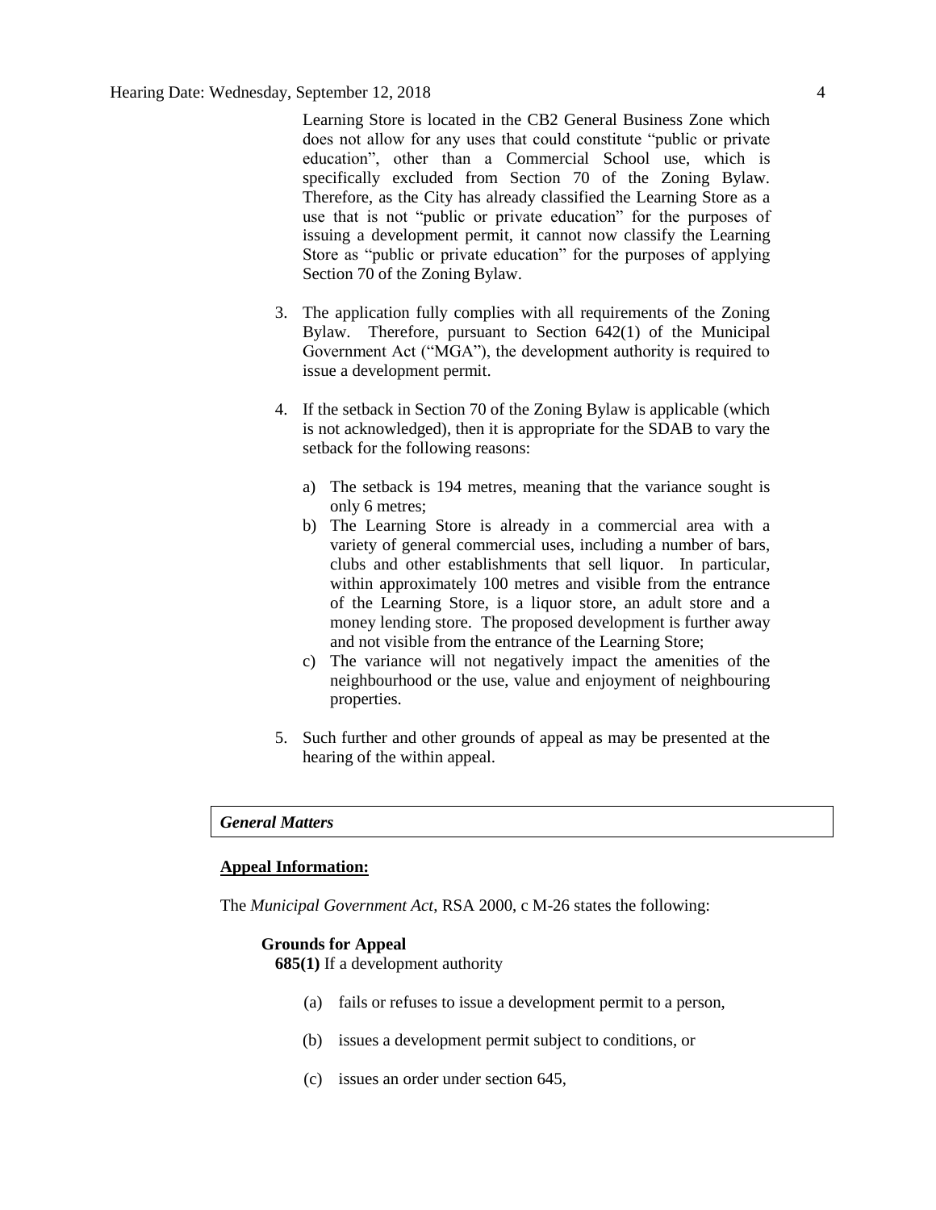Learning Store is located in the CB2 General Business Zone which does not allow for any uses that could constitute "public or private education", other than a Commercial School use, which is specifically excluded from Section 70 of the Zoning Bylaw. Therefore, as the City has already classified the Learning Store as a use that is not "public or private education" for the purposes of issuing a development permit, it cannot now classify the Learning Store as "public or private education" for the purposes of applying Section 70 of the Zoning Bylaw.

3. The application fully complies with all requirements of the Zoning Bylaw. Therefore, pursuant to Section 642(1) of the Municipal Government Act ("MGA"), the development authority is required to issue a development permit.

4. If the setback in Section 70 of the Zoning Bylaw is applicable (which is not acknowledged), then it is appropriate for the SDAB to vary the setback for the following reasons:

   a) The setback is 194 metres, meaning that the variance sought is only 6 metres;
   b) The Learning Store is already in a commercial area with a variety of general commercial uses, including a number of bars, clubs and other establishments that sell liquor. In particular, within approximately 100 metres and visible from the entrance of the Learning Store, is a liquor store, an adult store and a money lending store. The proposed development is further away and not visible from the entrance of the Learning Store;
   c) The variance will not negatively impact the amenities of the neighbourhood or the use, value and enjoyment of neighbouring properties.

5. Such further and other grounds of appeal as may be presented at the hearing of the within appeal.

### *General Matters*

**Appeal Information:**

The *Municipal Government Act*, RSA 2000, c M-26 states the following:

**Grounds for Appeal**

**685(1)** If a development authority

(a) fails or refuses to issue a development permit to a person,

(b) issues a development permit subject to conditions, or

(c) issues an order under section 645,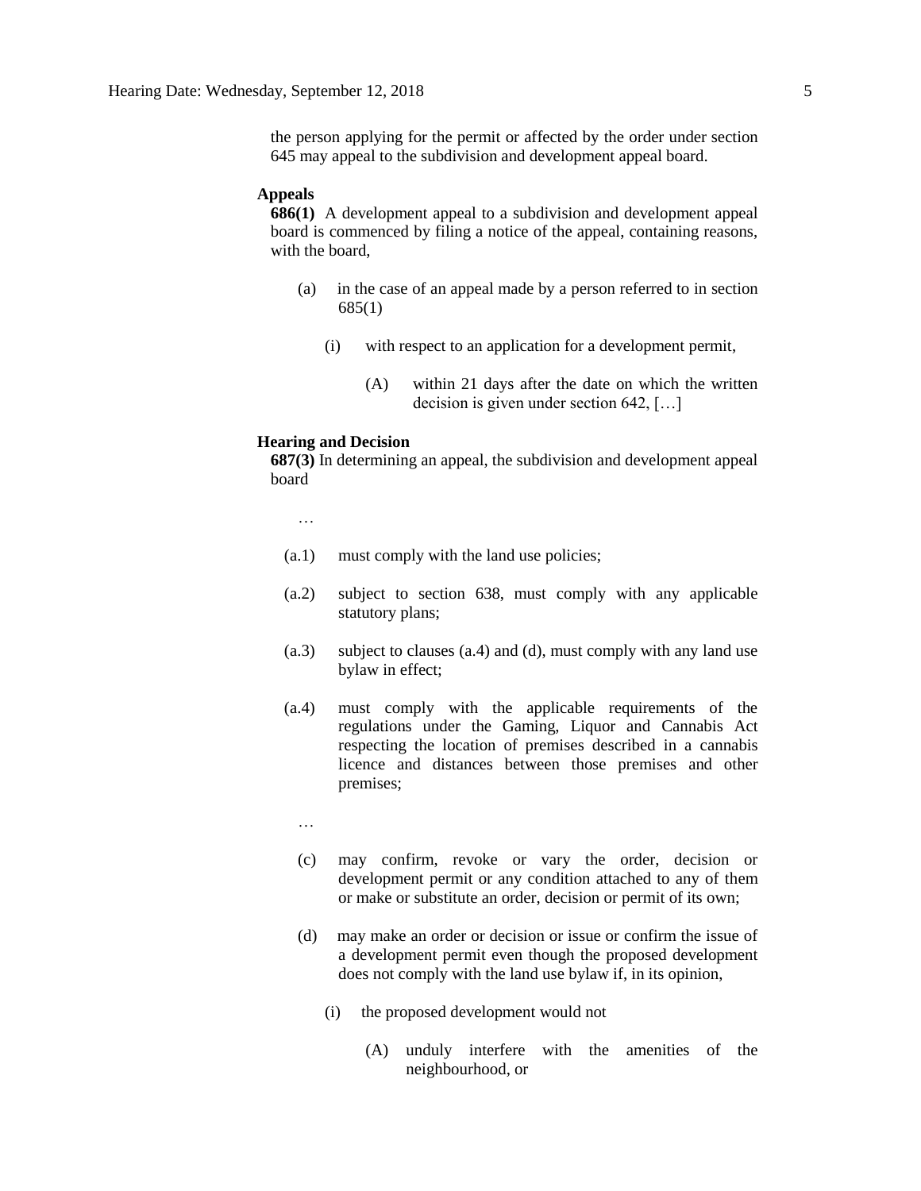the person applying for the permit or affected by the order under section 645 may appeal to the subdivision and development appeal board.

**Appeals**

**686(1)** A development appeal to a subdivision and development appeal board is commenced by filing a notice of the appeal, containing reasons, with the board,

(a) in the case of an appeal made by a person referred to in section 685(1)

(i) with respect to an application for a development permit,

(A) within 21 days after the date on which the written decision is given under section 642, […]

**Hearing and Decision**

**687(3)** In determining an appeal, the subdivision and development appeal board

…

(a.1) must comply with the land use policies;

(a.2) subject to section 638, must comply with any applicable statutory plans;

(a.3) subject to clauses (a.4) and (d), must comply with any land use bylaw in effect;

(a.4) must comply with the applicable requirements of the regulations under the Gaming, Liquor and Cannabis Act respecting the location of premises described in a cannabis licence and distances between those premises and other premises;

…

(c) may confirm, revoke or vary the order, decision or development permit or any condition attached to any of them or make or substitute an order, decision or permit of its own;

(d) may make an order or decision or issue or confirm the issue of a development permit even though the proposed development does not comply with the land use bylaw if, in its opinion,

(i) the proposed development would not

(A) unduly interfere with the amenities of the neighbourhood, or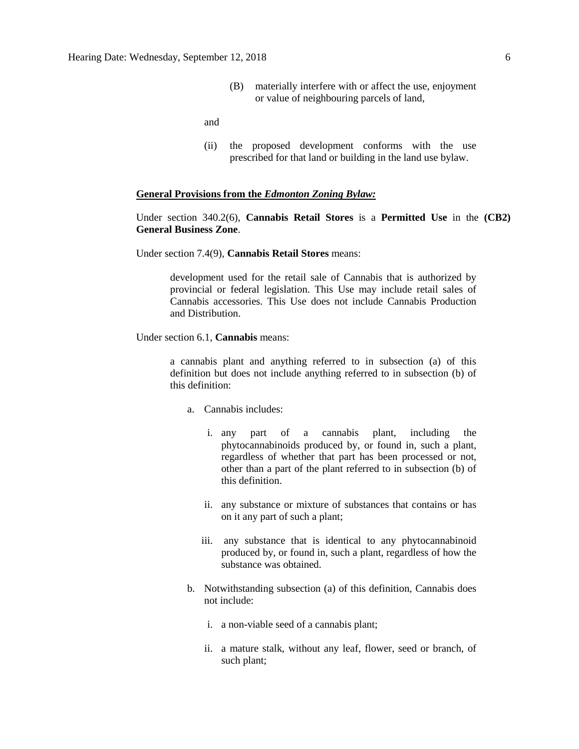(B) materially interfere with or affect the use, enjoyment or value of neighbouring parcels of land,

and

(ii) the proposed development conforms with the use prescribed for that land or building in the land use bylaw.

**General Provisions from the *Edmonton Zoning Bylaw:***

Under section 340.2(6), **Cannabis Retail Stores** is a **Permitted Use** in the **(CB2) General Business Zone**.

Under section 7.4(9), **Cannabis Retail Stores** means:

> development used for the retail sale of Cannabis that is authorized by provincial or federal legislation. This Use may include retail sales of Cannabis accessories. This Use does not include Cannabis Production and Distribution.

Under section 6.1, **Cannabis** means:

> a cannabis plant and anything referred to in subsection (a) of this definition but does not include anything referred to in subsection (b) of this definition:
>
> a. Cannabis includes:
>
> i. any part of a cannabis plant, including the phytocannabinoids produced by, or found in, such a plant, regardless of whether that part has been processed or not, other than a part of the plant referred to in subsection (b) of this definition.
>
> ii. any substance or mixture of substances that contains or has on it any part of such a plant;
>
> iii. any substance that is identical to any phytocannabinoid produced by, or found in, such a plant, regardless of how the substance was obtained.
>
> b. Notwithstanding subsection (a) of this definition, Cannabis does not include:
>
> i. a non-viable seed of a cannabis plant;
>
> ii. a mature stalk, without any leaf, flower, seed or branch, of such plant;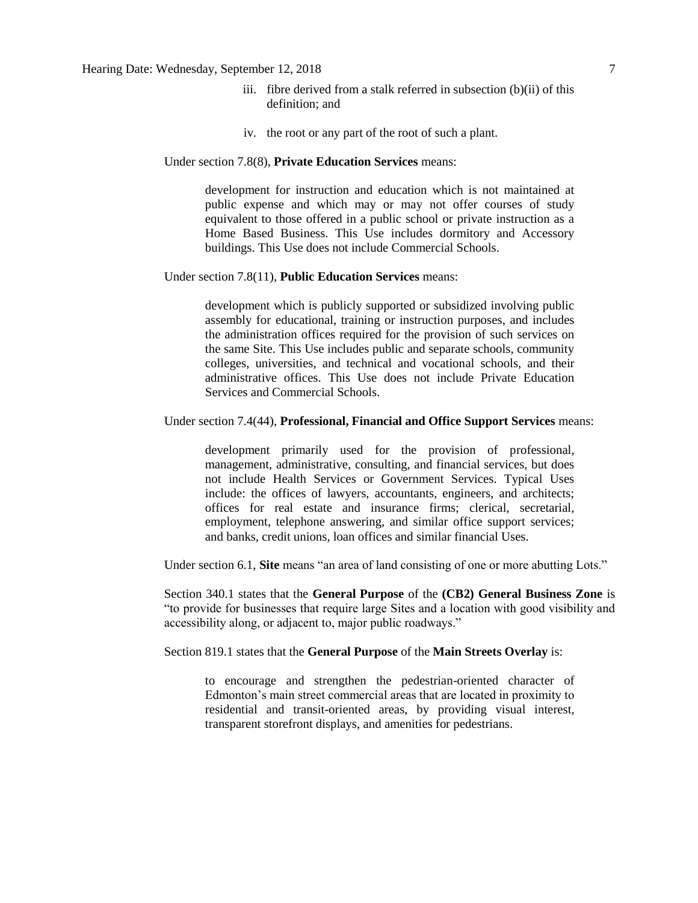iii. fibre derived from a stalk referred in subsection (b)(ii) of this definition; and

iv. the root or any part of the root of such a plant.

Under section 7.8(8), **Private Education Services** means:

> development for instruction and education which is not maintained at public expense and which may or may not offer courses of study equivalent to those offered in a public school or private instruction as a Home Based Business. This Use includes dormitory and Accessory buildings. This Use does not include Commercial Schools.

Under section 7.8(11), **Public Education Services** means:

> development which is publicly supported or subsidized involving public assembly for educational, training or instruction purposes, and includes the administration offices required for the provision of such services on the same Site. This Use includes public and separate schools, community colleges, universities, and technical and vocational schools, and their administrative offices. This Use does not include Private Education Services and Commercial Schools.

Under section 7.4(44), **Professional, Financial and Office Support Services** means:

> development primarily used for the provision of professional, management, administrative, consulting, and financial services, but does not include Health Services or Government Services. Typical Uses include: the offices of lawyers, accountants, engineers, and architects; offices for real estate and insurance firms; clerical, secretarial, employment, telephone answering, and similar office support services; and banks, credit unions, loan offices and similar financial Uses.

Under section 6.1, **Site** means "an area of land consisting of one or more abutting Lots."

Section 340.1 states that the **General Purpose** of the **(CB2) General Business Zone** is "to provide for businesses that require large Sites and a location with good visibility and accessibility along, or adjacent to, major public roadways."

Section 819.1 states that the **General Purpose** of the **Main Streets Overlay** is:

> to encourage and strengthen the pedestrian-oriented character of Edmonton's main street commercial areas that are located in proximity to residential and transit-oriented areas, by providing visual interest, transparent storefront displays, and amenities for pedestrians.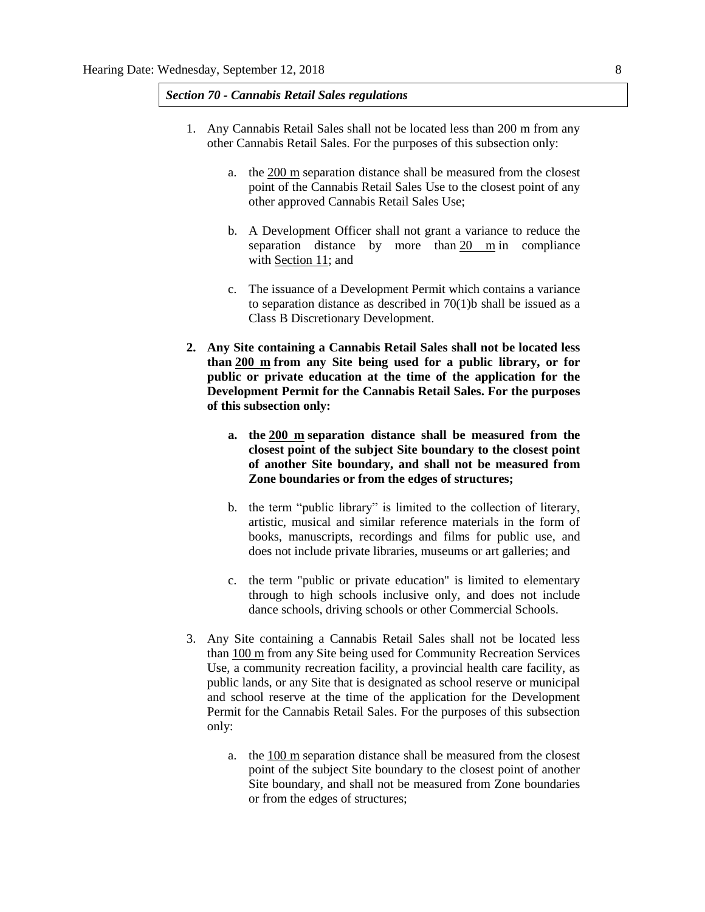*Section 70 - Cannabis Retail Sales regulations*

1. Any Cannabis Retail Sales shall not be located less than 200 m from any other Cannabis Retail Sales. For the purposes of this subsection only:

   a. the 200 m separation distance shall be measured from the closest point of the Cannabis Retail Sales Use to the closest point of any other approved Cannabis Retail Sales Use;

   b. A Development Officer shall not grant a variance to reduce the separation distance by more than 20 m in compliance with Section 11; and

   c. The issuance of a Development Permit which contains a variance to separation distance as described in 70(1)b shall be issued as a Class B Discretionary Development.

2. **Any Site containing a Cannabis Retail Sales shall not be located less than 200 m from any Site being used for a public library, or for public or private education at the time of the application for the Development Permit for the Cannabis Retail Sales. For the purposes of this subsection only:**

   a. **the 200 m separation distance shall be measured from the closest point of the subject Site boundary to the closest point of another Site boundary, and shall not be measured from Zone boundaries or from the edges of structures;**

   b. the term "public library" is limited to the collection of literary, artistic, musical and similar reference materials in the form of books, manuscripts, recordings and films for public use, and does not include private libraries, museums or art galleries; and

   c. the term "public or private education" is limited to elementary through to high schools inclusive only, and does not include dance schools, driving schools or other Commercial Schools.

3. Any Site containing a Cannabis Retail Sales shall not be located less than 100 m from any Site being used for Community Recreation Services Use, a community recreation facility, a provincial health care facility, as public lands, or any Site that is designated as school reserve or municipal and school reserve at the time of the application for the Development Permit for the Cannabis Retail Sales. For the purposes of this subsection only:

   a. the 100 m separation distance shall be measured from the closest point of the subject Site boundary to the closest point of another Site boundary, and shall not be measured from Zone boundaries or from the edges of structures;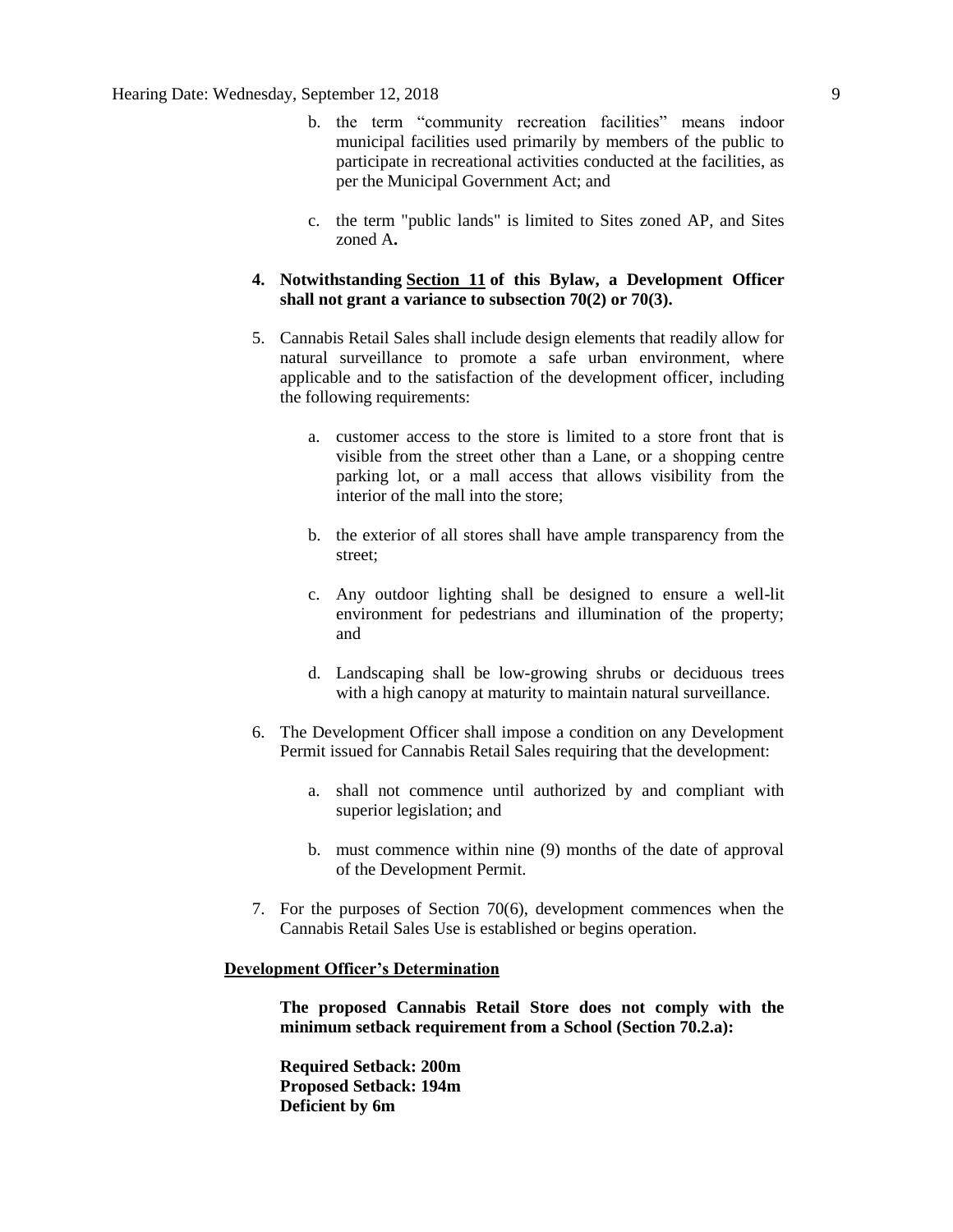b. the term "community recreation facilities" means indoor municipal facilities used primarily by members of the public to participate in recreational activities conducted at the facilities, as per the Municipal Government Act; and

c. the term "public lands" is limited to Sites zoned AP, and Sites zoned A**.**

**4. Notwithstanding Section 11 of this Bylaw, a Development Officer shall not grant a variance to subsection 70(2) or 70(3).**

5. Cannabis Retail Sales shall include design elements that readily allow for natural surveillance to promote a safe urban environment, where applicable and to the satisfaction of the development officer, including the following requirements:

   a. customer access to the store is limited to a store front that is visible from the street other than a Lane, or a shopping centre parking lot, or a mall access that allows visibility from the interior of the mall into the store;

   b. the exterior of all stores shall have ample transparency from the street;

   c. Any outdoor lighting shall be designed to ensure a well-lit environment for pedestrians and illumination of the property; and

   d. Landscaping shall be low-growing shrubs or deciduous trees with a high canopy at maturity to maintain natural surveillance.

6. The Development Officer shall impose a condition on any Development Permit issued for Cannabis Retail Sales requiring that the development:

   a. shall not commence until authorized by and compliant with superior legislation; and

   b. must commence within nine (9) months of the date of approval of the Development Permit.

7. For the purposes of Section 70(6), development commences when the Cannabis Retail Sales Use is established or begins operation.

**Development Officer's Determination**

**The proposed Cannabis Retail Store does not comply with the minimum setback requirement from a School (Section 70.2.a):**

**Required Setback: 200m**
**Proposed Setback: 194m**
**Deficient by 6m**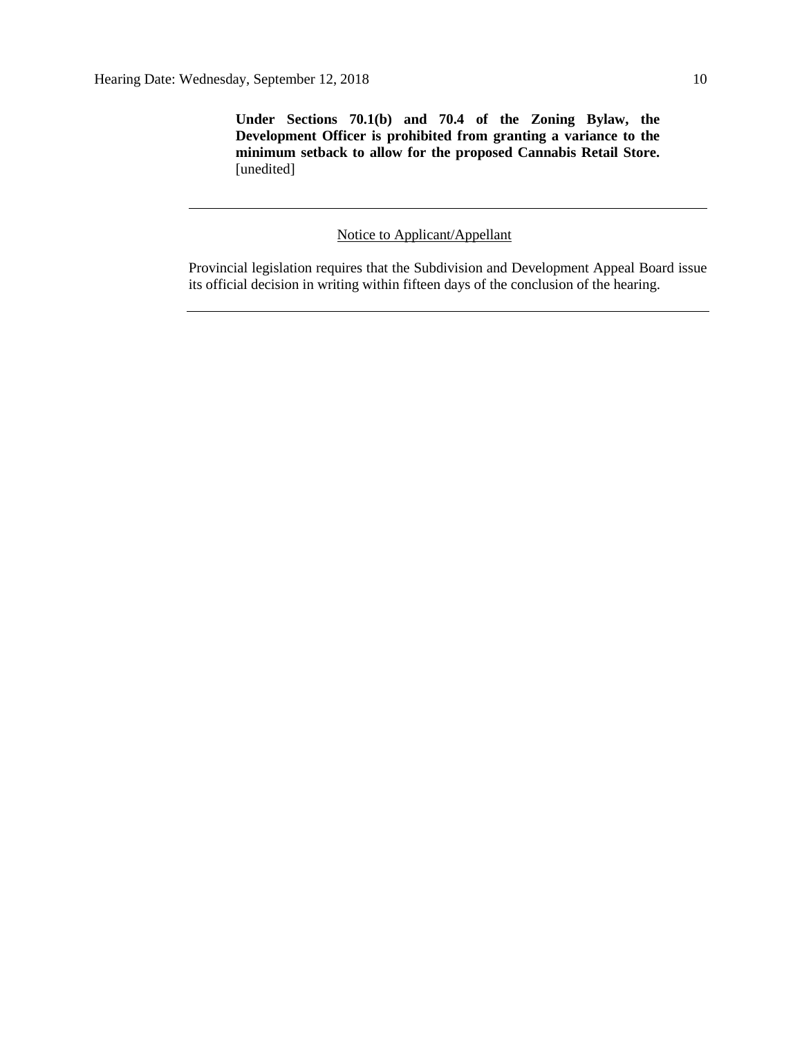**Under Sections 70.1(b) and 70.4 of the Zoning Bylaw, the Development Officer is prohibited from granting a variance to the minimum setback to allow for the proposed Cannabis Retail Store.** [unedited]

---

Notice to Applicant/Appellant

Provincial legislation requires that the Subdivision and Development Appeal Board issue its official decision in writing within fifteen days of the conclusion of the hearing.

---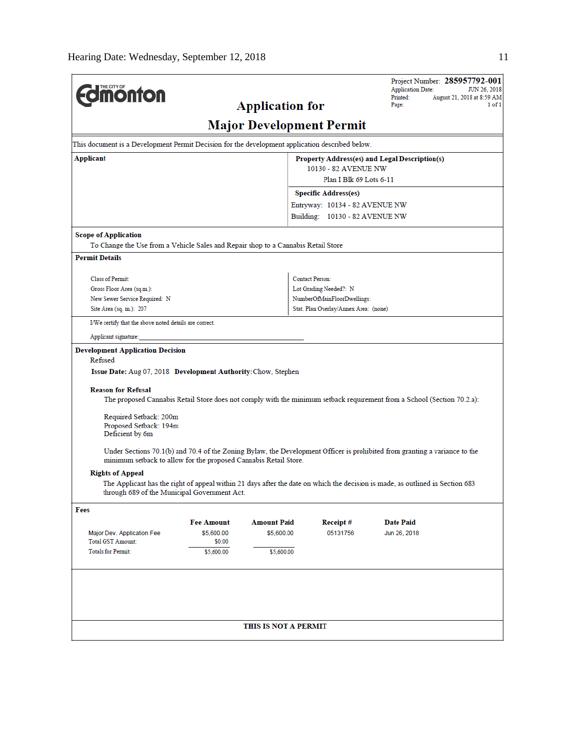Project Number: **285957792-001**
Application Date: JUN 26, 2018
Printed: August 21, 2018 at 8:59 AM
Page: 1 of 1

THE CITY OF **Edmonton**

# Application for Major Development Permit

This document is a Development Permit Decision for the development application described below.

| **Applicant** | **Property Address(es) and Legal Description(s)** |
|---|---|
| | 10130 - 82 AVENUE NW<br>Plan I Blk 69 Lots 6-11 |
| | **Specific Address(es)**<br>Entryway: 10134 - 82 AVENUE NW<br>Building: 10130 - 82 AVENUE NW |

**Scope of Application**

To Change the Use from a Vehicle Sales and Repair shop to a Cannabis Retail Store

**Permit Details**

| | |
|---|---|
| Class of Permit: | Contact Person: |
| Gross Floor Area (sq.m.): | Lot Grading Needed?: N |
| New Sewer Service Required: N | NumberOfMainFloorDwellings: |
| Site Area (sq. m.): 207 | Stat. Plan Overlay/Annex Area: (none) |

I/We certify that the above noted details are correct.

Applicant signature: ______________________________

**Development Application Decision**

Refused

**Issue Date:** Aug 07, 2018 **Development Authority:** Chow, Stephen

**Reason for Refusal**

The proposed Cannabis Retail Store does not comply with the minimum setback requirement from a School (Section 70.2.a):

Required Setback: 200m
Proposed Setback: 194m
Deficient by 6m

Under Sections 70.1(b) and 70.4 of the Zoning Bylaw, the Development Officer is prohibited from granting a variance to the minimum setback to allow for the proposed Cannabis Retail Store.

**Rights of Appeal**

The Applicant has the right of appeal within 21 days after the date on which the decision is made, as outlined in Section 683 through 689 of the Municipal Government Act.

**Fees**

| | Fee Amount | Amount Paid | Receipt # | Date Paid |
|---|---|---|---|---|
| Major Dev. Application Fee | $5,600.00 | $5,600.00 | 05131756 | Jun 26, 2018 |
| Total GST Amount: | $0.00 | | | |
| Totals for Permit: | $5,600.00 | $5,600.00 | | |

**THIS IS NOT A PERMIT**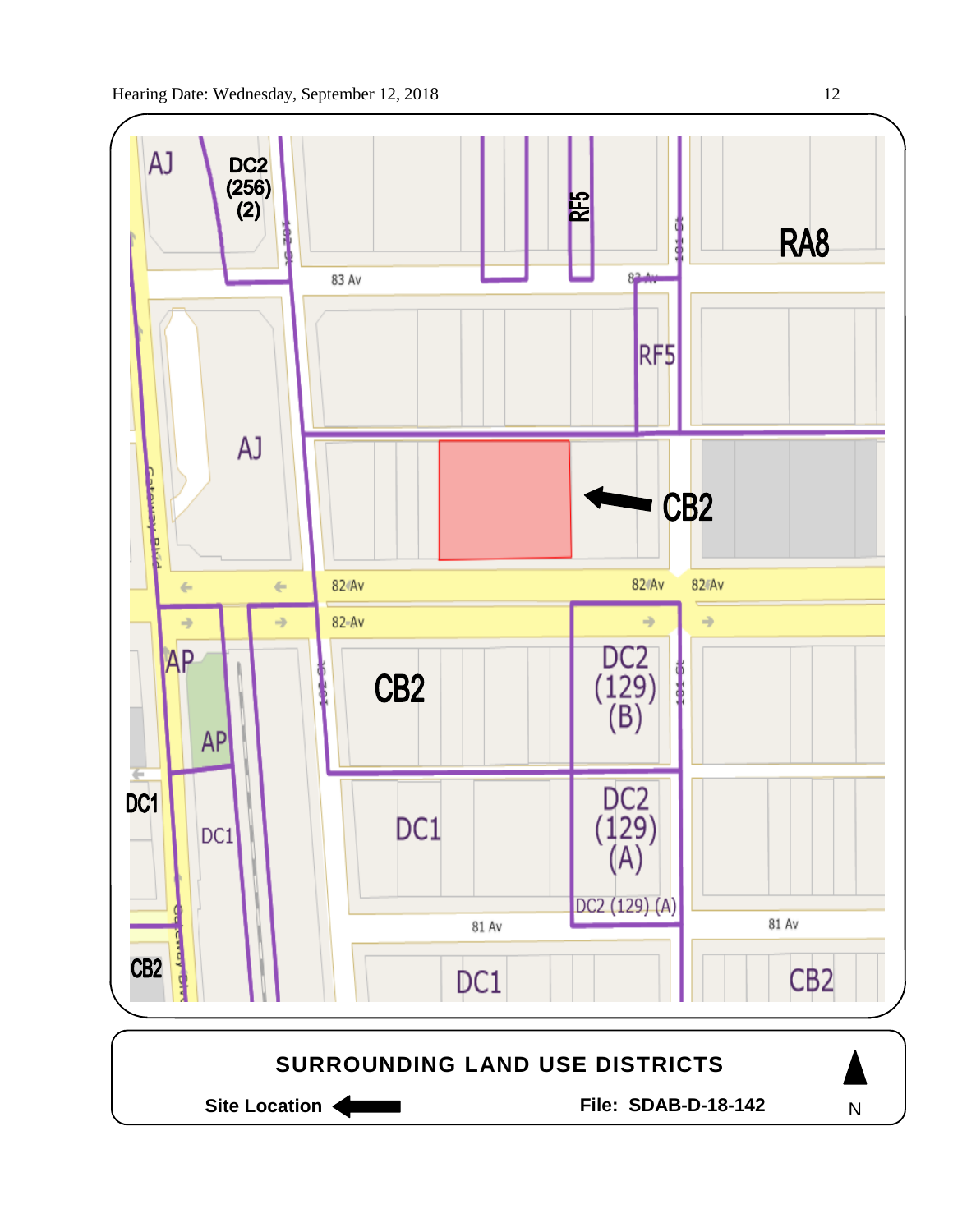AJ

DC2 (256) (2)

RF5

RA8

83 Av

83 Av

AJ

RF5

CB2

82 Av

82 Av

82 Av

82 Av

AP

AP

CB2

DC2 (129) (B)

DC1

DC1

DC1

DC2 (129) (A)

DC2 (129) (A)

81 Av

81 Av

CB2

DC1

CB2

**SURROUNDING LAND USE DISTRICTS**

**Site Location** ←

**File: SDAB-D-18-142**

N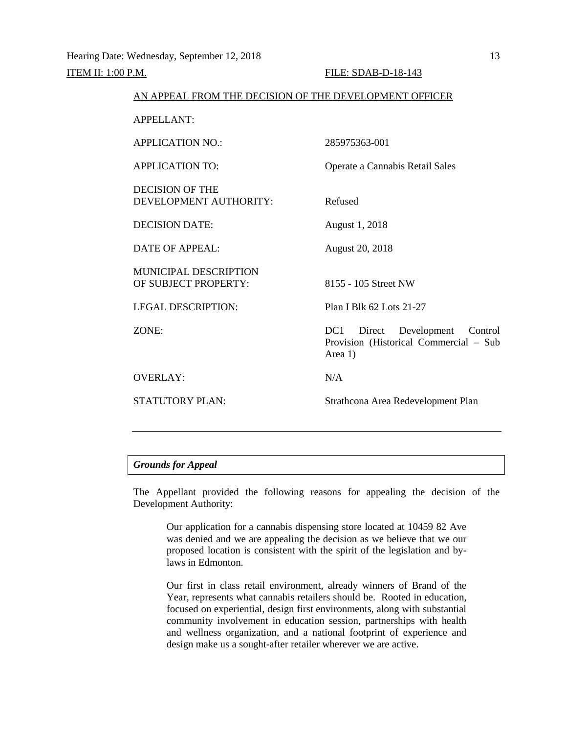ITEM II: 1:00 P.M. FILE: SDAB-D-18-143

AN APPEAL FROM THE DECISION OF THE DEVELOPMENT OFFICER

| | |
|---|---|
| APPELLANT: | |
| APPLICATION NO.: | 285975363-001 |
| APPLICATION TO: | Operate a Cannabis Retail Sales |
| DECISION OF THE DEVELOPMENT AUTHORITY: | Refused |
| DECISION DATE: | August 1, 2018 |
| DATE OF APPEAL: | August 20, 2018 |
| MUNICIPAL DESCRIPTION OF SUBJECT PROPERTY: | 8155 - 105 Street NW |
| LEGAL DESCRIPTION: | Plan I Blk 62 Lots 21-27 |
| ZONE: | DC1 Direct Development Control Provision (Historical Commercial – Sub Area 1) |
| OVERLAY: | N/A |
| STATUTORY PLAN: | Strathcona Area Redevelopment Plan |

---

***Grounds for Appeal***

The Appellant provided the following reasons for appealing the decision of the Development Authority:

> Our application for a cannabis dispensing store located at 10459 82 Ave was denied and we are appealing the decision as we believe that we our proposed location is consistent with the spirit of the legislation and by-laws in Edmonton.
>
> Our first in class retail environment, already winners of Brand of the Year, represents what cannabis retailers should be. Rooted in education, focused on experiential, design first environments, along with substantial community involvement in education session, partnerships with health and wellness organization, and a national footprint of experience and design make us a sought-after retailer wherever we are active.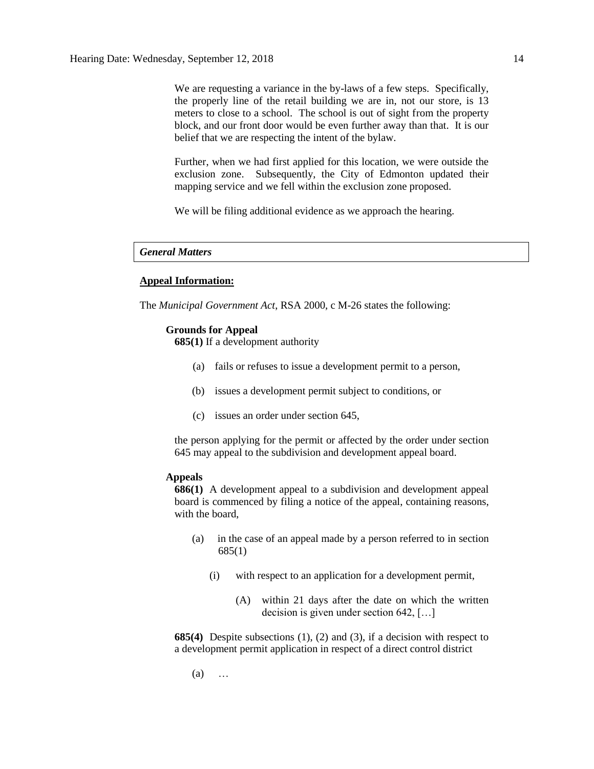We are requesting a variance in the by-laws of a few steps. Specifically, the properly line of the retail building we are in, not our store, is 13 meters to close to a school. The school is out of sight from the property block, and our front door would be even further away than that. It is our belief that we are respecting the intent of the bylaw.

Further, when we had first applied for this location, we were outside the exclusion zone. Subsequently, the City of Edmonton updated their mapping service and we fell within the exclusion zone proposed.

We will be filing additional evidence as we approach the hearing.

***General Matters***

**Appeal Information:**

The *Municipal Government Act*, RSA 2000, c M-26 states the following:

**Grounds for Appeal**

**685(1)** If a development authority

(a) fails or refuses to issue a development permit to a person,

(b) issues a development permit subject to conditions, or

(c) issues an order under section 645,

the person applying for the permit or affected by the order under section 645 may appeal to the subdivision and development appeal board.

**Appeals**

**686(1)** A development appeal to a subdivision and development appeal board is commenced by filing a notice of the appeal, containing reasons, with the board,

(a) in the case of an appeal made by a person referred to in section 685(1)

(i) with respect to an application for a development permit,

(A) within 21 days after the date on which the written decision is given under section 642, […]

**685(4)** Despite subsections (1), (2) and (3), if a decision with respect to a development permit application in respect of a direct control district

(a) …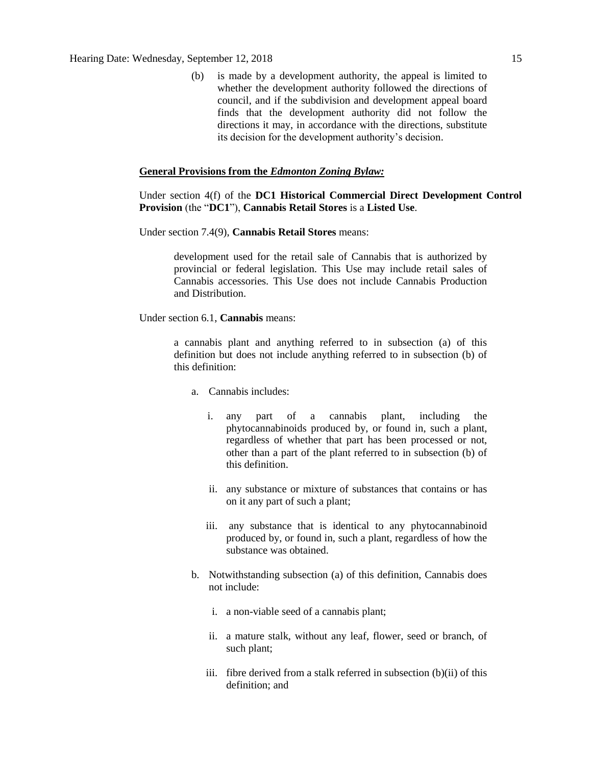(b) is made by a development authority, the appeal is limited to whether the development authority followed the directions of council, and if the subdivision and development appeal board finds that the development authority did not follow the directions it may, in accordance with the directions, substitute its decision for the development authority's decision.

**General Provisions from the *Edmonton Zoning Bylaw:***

Under section 4(f) of the **DC1 Historical Commercial Direct Development Control Provision** (the "**DC1**"), **Cannabis Retail Stores** is a **Listed Use**.

Under section 7.4(9), **Cannabis Retail Stores** means:

> development used for the retail sale of Cannabis that is authorized by provincial or federal legislation. This Use may include retail sales of Cannabis accessories. This Use does not include Cannabis Production and Distribution.

Under section 6.1, **Cannabis** means:

> a cannabis plant and anything referred to in subsection (a) of this definition but does not include anything referred to in subsection (b) of this definition:
>
> a. Cannabis includes:
>
> i. any part of a cannabis plant, including the phytocannabinoids produced by, or found in, such a plant, regardless of whether that part has been processed or not, other than a part of the plant referred to in subsection (b) of this definition.
>
> ii. any substance or mixture of substances that contains or has on it any part of such a plant;
>
> iii. any substance that is identical to any phytocannabinoid produced by, or found in, such a plant, regardless of how the substance was obtained.
>
> b. Notwithstanding subsection (a) of this definition, Cannabis does not include:
>
> i. a non-viable seed of a cannabis plant;
>
> ii. a mature stalk, without any leaf, flower, seed or branch, of such plant;
>
> iii. fibre derived from a stalk referred in subsection (b)(ii) of this definition; and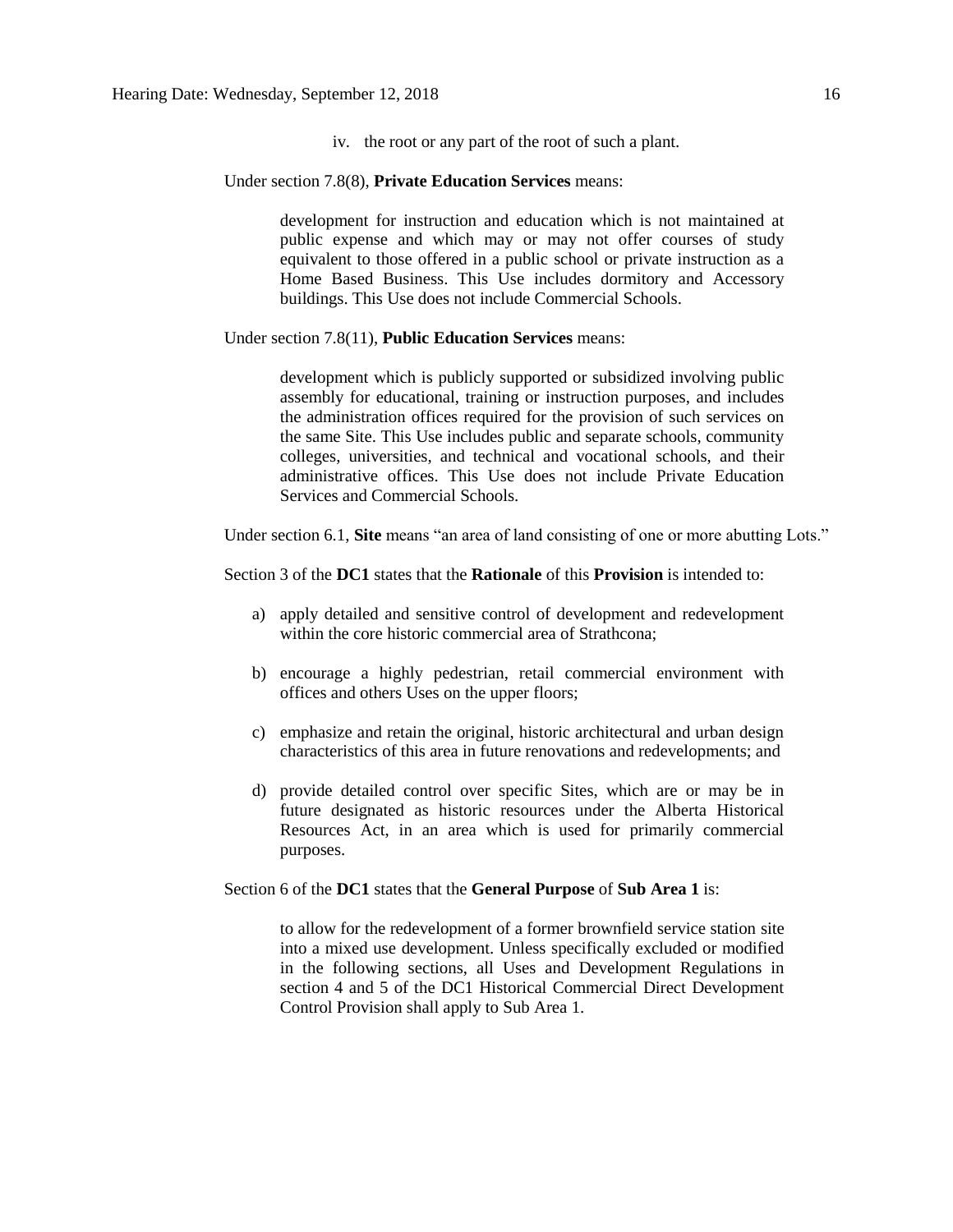iv. the root or any part of the root of such a plant.

Under section 7.8(8), **Private Education Services** means:

> development for instruction and education which is not maintained at public expense and which may or may not offer courses of study equivalent to those offered in a public school or private instruction as a Home Based Business. This Use includes dormitory and Accessory buildings. This Use does not include Commercial Schools.

Under section 7.8(11), **Public Education Services** means:

> development which is publicly supported or subsidized involving public assembly for educational, training or instruction purposes, and includes the administration offices required for the provision of such services on the same Site. This Use includes public and separate schools, community colleges, universities, and technical and vocational schools, and their administrative offices. This Use does not include Private Education Services and Commercial Schools.

Under section 6.1, **Site** means "an area of land consisting of one or more abutting Lots."

Section 3 of the **DC1** states that the **Rationale** of this **Provision** is intended to:

a) apply detailed and sensitive control of development and redevelopment within the core historic commercial area of Strathcona;

b) encourage a highly pedestrian, retail commercial environment with offices and others Uses on the upper floors;

c) emphasize and retain the original, historic architectural and urban design characteristics of this area in future renovations and redevelopments; and

d) provide detailed control over specific Sites, which are or may be in future designated as historic resources under the Alberta Historical Resources Act, in an area which is used for primarily commercial purposes.

Section 6 of the **DC1** states that the **General Purpose** of **Sub Area 1** is:

> to allow for the redevelopment of a former brownfield service station site into a mixed use development. Unless specifically excluded or modified in the following sections, all Uses and Development Regulations in section 4 and 5 of the DC1 Historical Commercial Direct Development Control Provision shall apply to Sub Area 1.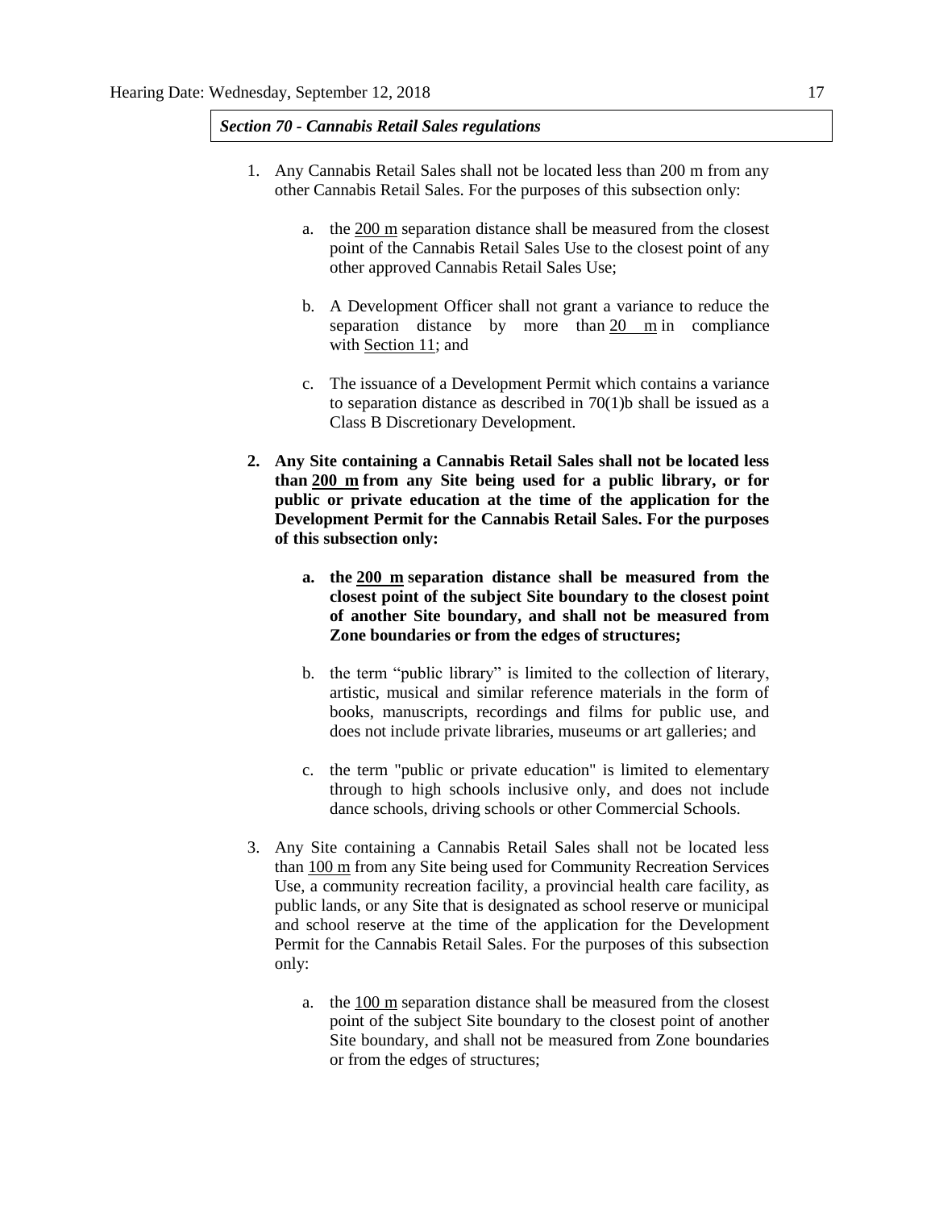*Section 70 - Cannabis Retail Sales regulations*

1. Any Cannabis Retail Sales shall not be located less than 200 m from any other Cannabis Retail Sales. For the purposes of this subsection only:

    a. the 200 m separation distance shall be measured from the closest point of the Cannabis Retail Sales Use to the closest point of any other approved Cannabis Retail Sales Use;

    b. A Development Officer shall not grant a variance to reduce the separation distance by more than 20 m in compliance with Section 11; and

    c. The issuance of a Development Permit which contains a variance to separation distance as described in 70(1)b shall be issued as a Class B Discretionary Development.

2. **Any Site containing a Cannabis Retail Sales shall not be located less than 200 m from any Site being used for a public library, or for public or private education at the time of the application for the Development Permit for the Cannabis Retail Sales. For the purposes of this subsection only:**

    a. **the 200 m separation distance shall be measured from the closest point of the subject Site boundary to the closest point of another Site boundary, and shall not be measured from Zone boundaries or from the edges of structures;**

    b. the term "public library" is limited to the collection of literary, artistic, musical and similar reference materials in the form of books, manuscripts, recordings and films for public use, and does not include private libraries, museums or art galleries; and

    c. the term "public or private education" is limited to elementary through to high schools inclusive only, and does not include dance schools, driving schools or other Commercial Schools.

3. Any Site containing a Cannabis Retail Sales shall not be located less than 100 m from any Site being used for Community Recreation Services Use, a community recreation facility, a provincial health care facility, as public lands, or any Site that is designated as school reserve or municipal and school reserve at the time of the application for the Development Permit for the Cannabis Retail Sales. For the purposes of this subsection only:

    a. the 100 m separation distance shall be measured from the closest point of the subject Site boundary to the closest point of another Site boundary, and shall not be measured from Zone boundaries or from the edges of structures;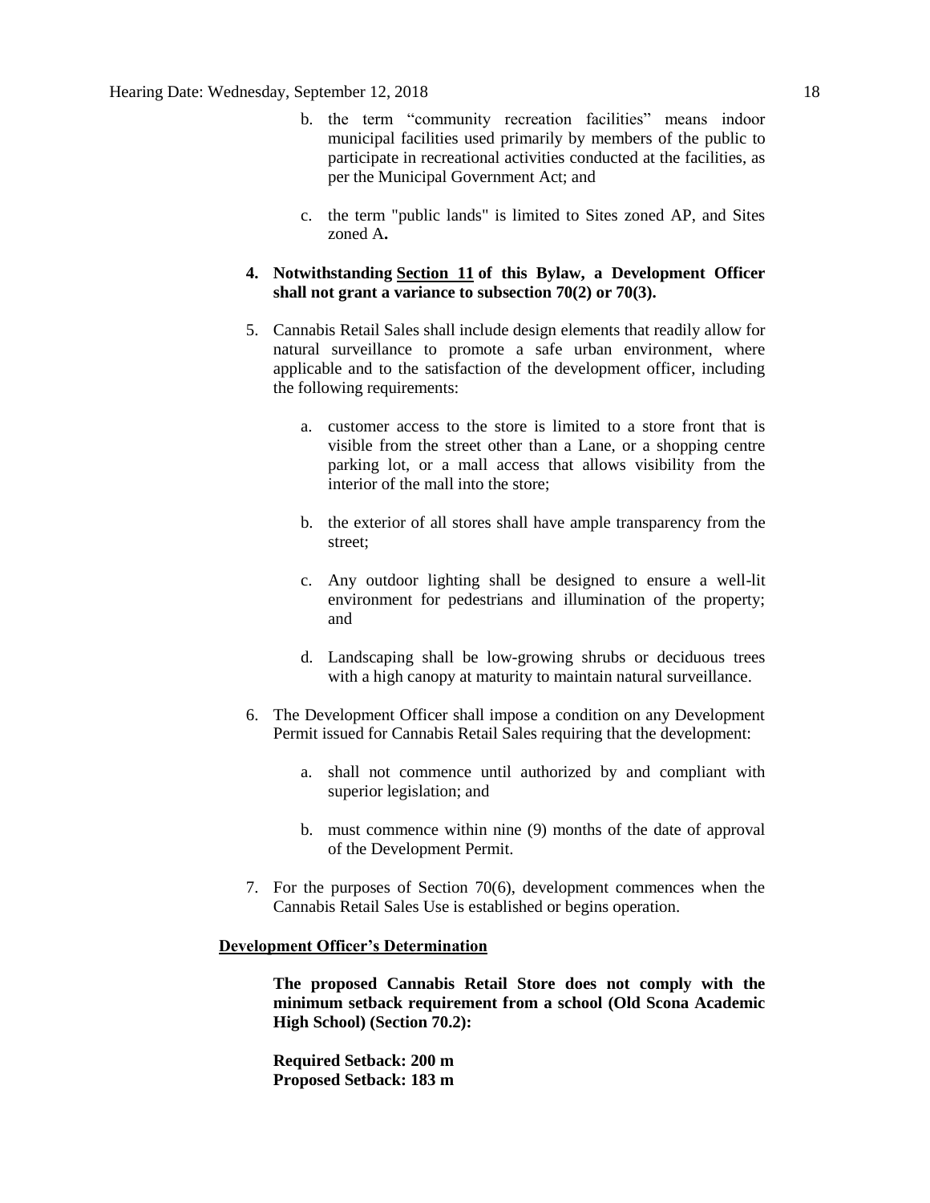b. the term "community recreation facilities" means indoor municipal facilities used primarily by members of the public to participate in recreational activities conducted at the facilities, as per the Municipal Government Act; and

c. the term "public lands" is limited to Sites zoned AP, and Sites zoned A**.**

4. **Notwithstanding Section 11 of this Bylaw, a Development Officer shall not grant a variance to subsection 70(2) or 70(3).**

5. Cannabis Retail Sales shall include design elements that readily allow for natural surveillance to promote a safe urban environment, where applicable and to the satisfaction of the development officer, including the following requirements:

   a. customer access to the store is limited to a store front that is visible from the street other than a Lane, or a shopping centre parking lot, or a mall access that allows visibility from the interior of the mall into the store;

   b. the exterior of all stores shall have ample transparency from the street;

   c. Any outdoor lighting shall be designed to ensure a well-lit environment for pedestrians and illumination of the property; and

   d. Landscaping shall be low-growing shrubs or deciduous trees with a high canopy at maturity to maintain natural surveillance.

6. The Development Officer shall impose a condition on any Development Permit issued for Cannabis Retail Sales requiring that the development:

   a. shall not commence until authorized by and compliant with superior legislation; and

   b. must commence within nine (9) months of the date of approval of the Development Permit.

7. For the purposes of Section 70(6), development commences when the Cannabis Retail Sales Use is established or begins operation.

**Development Officer's Determination**

**The proposed Cannabis Retail Store does not comply with the minimum setback requirement from a school (Old Scona Academic High School) (Section 70.2):**

**Required Setback: 200 m**
**Proposed Setback: 183 m**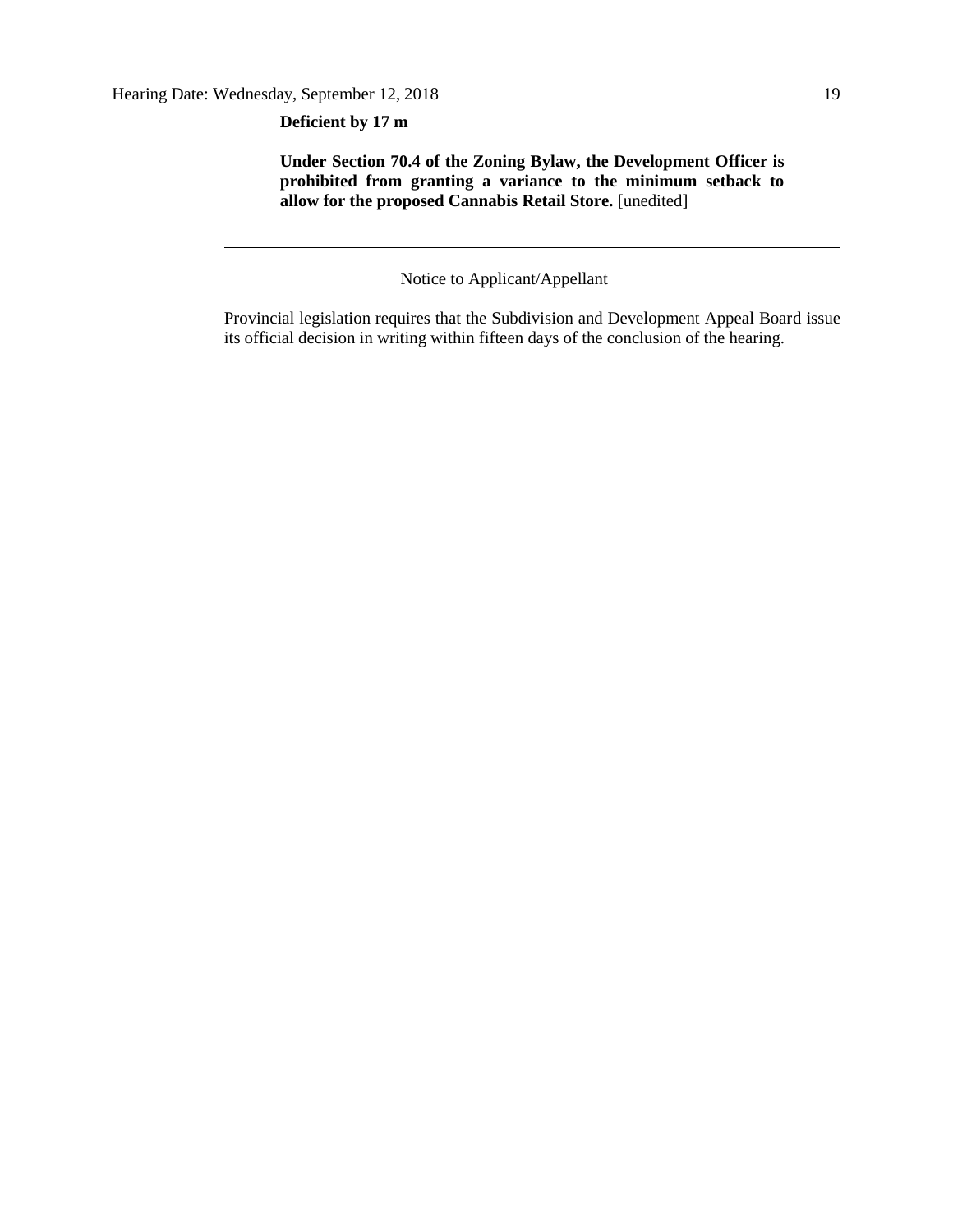**Deficient by 17 m**

**Under Section 70.4 of the Zoning Bylaw, the Development Officer is prohibited from granting a variance to the minimum setback to allow for the proposed Cannabis Retail Store.** [unedited]

---

Notice to Applicant/Appellant

Provincial legislation requires that the Subdivision and Development Appeal Board issue its official decision in writing within fifteen days of the conclusion of the hearing.

---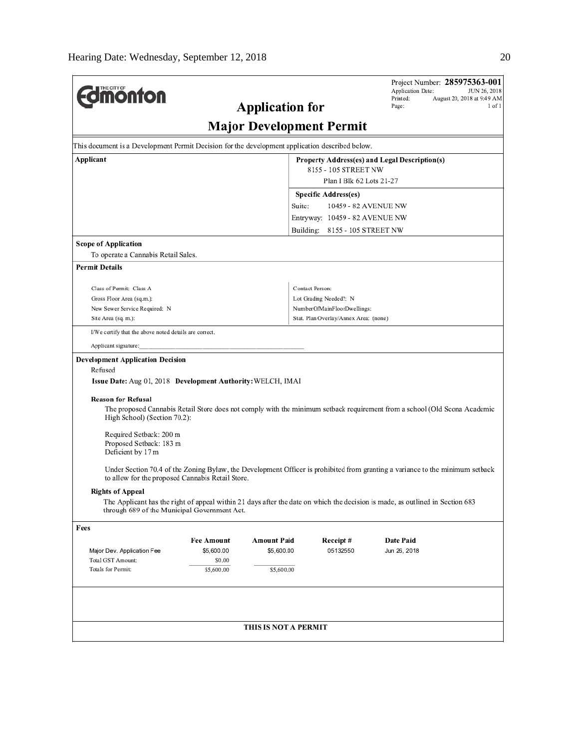**THE CITY OF Edmonton**

Project Number: **285975363-001**
Application Date: JUN 26, 2018
Printed: August 20, 2018 at 9:49 AM
Page: 1 of 1

# Application for Major Development Permit

This document is a Development Permit Decision for the development application described below.

| Applicant | Property Address(es) and Legal Description(s) |
|---|---|
| | 8155 - 105 STREET NW |
| | Plan I Blk 62 Lots 21-27 |
| | **Specific Address(es)** |
| | Suite: 10459 - 82 AVENUE NW |
| | Entryway: 10459 - 82 AVENUE NW |
| | Building: 8155 - 105 STREET NW |

**Scope of Application**

To operate a Cannabis Retail Sales.

**Permit Details**

| | |
|---|---|
| Class of Permit: Class A | Contact Person: |
| Gross Floor Area (sq.m.): | Lot Grading Needed?: N |
| New Sewer Service Required: N | NumberOfMainFloorDwellings: |
| Site Area (sq. m.): | Stat. Plan Overlay/Annex Area: (none) |

I/We certify that the above noted details are correct.

Applicant signature:_______________________________

**Development Application Decision**

Refused

**Issue Date:** Aug 01, 2018 **Development Authority:** WELCH, IMAI

**Reason for Refusal**

The proposed Cannabis Retail Store does not comply with the minimum setback requirement from a school (Old Scona Academic High School) (Section 70.2):

Required Setback: 200 m
Proposed Setback: 183 m
Deficient by 17 m

Under Section 70.4 of the Zoning Bylaw, the Development Officer is prohibited from granting a variance to the minimum setback to allow for the proposed Cannabis Retail Store.

**Rights of Appeal**

The Applicant has the right of appeal within 21 days after the date on which the decision is made, as outlined in Section 683 through 689 of the Municipal Government Act.

**Fees**

| | Fee Amount | Amount Paid | Receipt # | Date Paid |
|---|---|---|---|---|
| Major Dev. Application Fee | $5,600.00 | $5,600.00 | 05132550 | Jun 26, 2018 |
| Total GST Amount: | $0.00 | | | |
| Totals for Permit: | $5,600.00 | $5,600.00 | | |

**THIS IS NOT A PERMIT**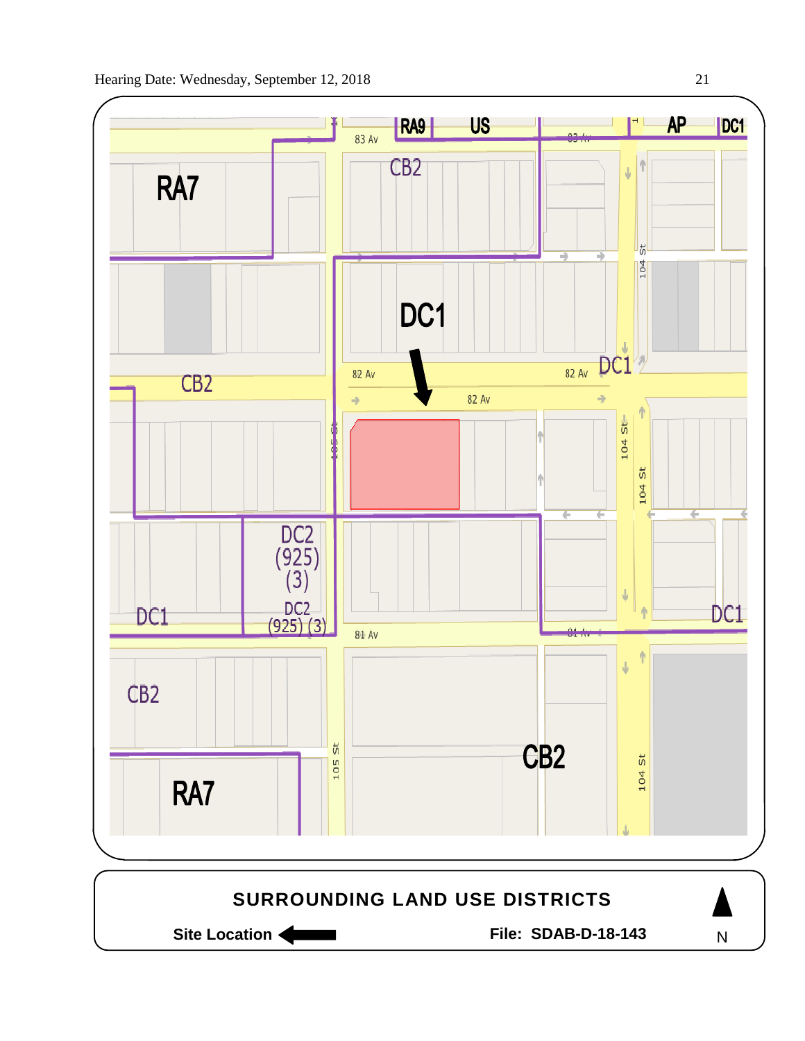Hearing Date: Wednesday, September 12, 2018

RA9

US

AP

DC1

83 Av

83 Av

RA7

CB2

104 St

DC1

CB2

82 Av

82 Av

DC1

82 Av

105 St

104 St

104 St

DC2 (925) (3)

DC2 (925) (3)

DC1

DC1

81 Av

81 Av

CB2

105 St

CB2

104 St

RA7

**SURROUNDING LAND USE DISTRICTS**

**Site Location**

**File: SDAB-D-18-143**

N